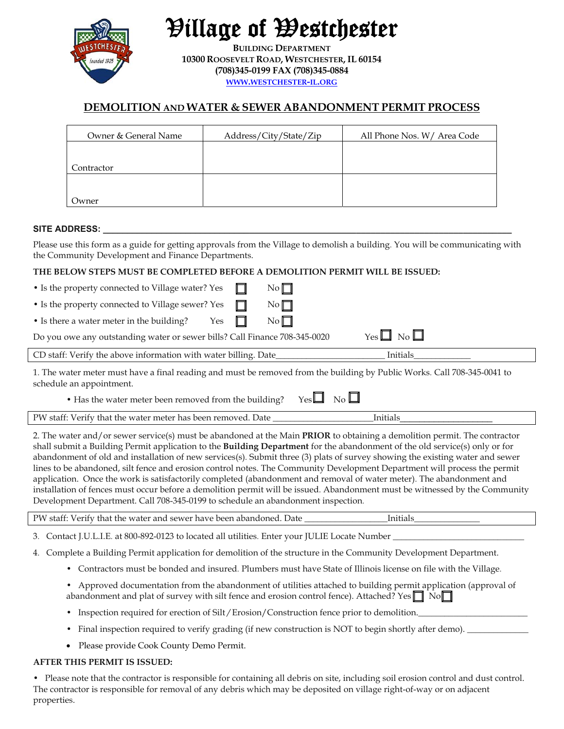# Village of Westchester

**BUILDING DEPARTMENT**
**10300 ROOSEVELT ROAD, WESTCHESTER, IL 60154**
**(708)345-0199 FAX (708)345-0884**
WWW.WESTCHESTER-IL.ORG

## DEMOLITION AND WATER & SEWER ABANDONMENT PERMIT PROCESS

| Owner & General Name | Address/City/State/Zip | All Phone Nos. W/ Area Code |
|---|---|---|
| Contractor | | |
| Owner | | |

**SITE ADDRESS:** ______________________________________________

Please use this form as a guide for getting approvals from the Village to demolish a building. You will be communicating with the Community Development and Finance Departments.

**THE BELOW STEPS MUST BE COMPLETED BEFORE A DEMOLITION PERMIT WILL BE ISSUED:**

- Is the property connected to Village water? Yes ☐ No ☐
- Is the property connected to Village sewer? Yes ☐ No ☐
- Is there a water meter in the building? Yes ☐ No ☐

Do you owe any outstanding water or sewer bills? Call Finance 708-345-0020 Yes ☐ No ☐

CD staff: Verify the above information with water billing. Date________________________ Initials_____________

1. The water meter must have a final reading and must be removed from the building by Public Works. Call 708-345-0041 to schedule an appointment.

   - Has the water meter been removed from the building? Yes ☐ No ☐

PW staff: Verify that the water meter has been removed. Date ______________________Initials_____________________

2. The water and/or sewer service(s) must be abandoned at the Main **PRIOR** to obtaining a demolition permit. The contractor shall submit a Building Permit application to the **Building Department** for the abandonment of the old service(s) only or for abandonment of old and installation of new services(s). Submit three (3) plats of survey showing the existing water and sewer lines to be abandoned, silt fence and erosion control notes. The Community Development Department will process the permit application. Once the work is satisfactorily completed (abandonment and removal of water meter). The abandonment and installation of fences must occur before a demolition permit will be issued. Abandonment must be witnessed by the Community Development Department. Call 708-345-0199 to schedule an abandonment inspection.

PW staff: Verify that the water and sewer have been abandoned. Date __________________Initials_______________

3. Contact J.U.L.I.E. at 800-892-0123 to located all utilities. Enter your JULIE Locate Number ______________________________

4. Complete a Building Permit application for demolition of the structure in the Community Development Department.

   - Contractors must be bonded and insured. Plumbers must have State of Illinois license on file with the Village.
   - Approved documentation from the abandonment of utilities attached to building permit application (approval of abandonment and plat of survey with silt fence and erosion control fence). Attached? Yes ☐ No ☐
   - Inspection required for erection of Silt/Erosion/Construction fence prior to demolition.________________________
   - Final inspection required to verify grading (if new construction is NOT to begin shortly after demo). ______________
   - Please provide Cook County Demo Permit.

**AFTER THIS PERMIT IS ISSUED:**

- Please note that the contractor is responsible for containing all debris on site, including soil erosion control and dust control. The contractor is responsible for removal of any debris which may be deposited on village right-of-way or on adjacent properties.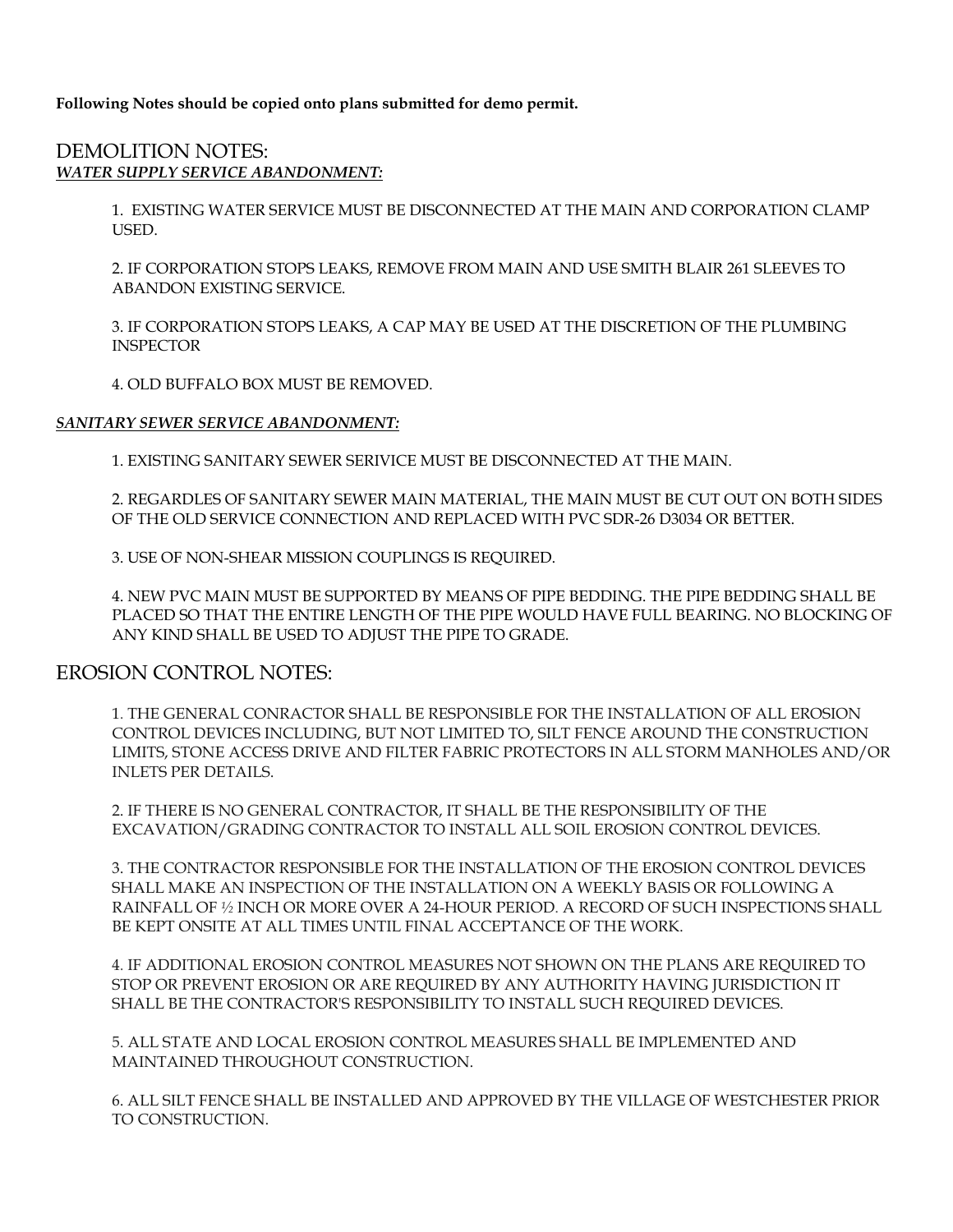**Following Notes should be copied onto plans submitted for demo permit.**

# DEMOLITION NOTES:

***WATER SUPPLY SERVICE ABANDONMENT:***

1. EXISTING WATER SERVICE MUST BE DISCONNECTED AT THE MAIN AND CORPORATION CLAMP USED.

2. IF CORPORATION STOPS LEAKS, REMOVE FROM MAIN AND USE SMITH BLAIR 261 SLEEVES TO ABANDON EXISTING SERVICE.

3. IF CORPORATION STOPS LEAKS, A CAP MAY BE USED AT THE DISCRETION OF THE PLUMBING INSPECTOR

4. OLD BUFFALO BOX MUST BE REMOVED.

***SANITARY SEWER SERVICE ABANDONMENT:***

1. EXISTING SANITARY SEWER SERIVICE MUST BE DISCONNECTED AT THE MAIN.

2. REGARDLES OF SANITARY SEWER MAIN MATERIAL, THE MAIN MUST BE CUT OUT ON BOTH SIDES OF THE OLD SERVICE CONNECTION AND REPLACED WITH PVC SDR-26 D3034 OR BETTER.

3. USE OF NON-SHEAR MISSION COUPLINGS IS REQUIRED.

4. NEW PVC MAIN MUST BE SUPPORTED BY MEANS OF PIPE BEDDING. THE PIPE BEDDING SHALL BE PLACED SO THAT THE ENTIRE LENGTH OF THE PIPE WOULD HAVE FULL BEARING. NO BLOCKING OF ANY KIND SHALL BE USED TO ADJUST THE PIPE TO GRADE.

# EROSION CONTROL NOTES:

1. THE GENERAL CONRACTOR SHALL BE RESPONSIBLE FOR THE INSTALLATION OF ALL EROSION CONTROL DEVICES INCLUDING, BUT NOT LIMITED TO, SILT FENCE AROUND THE CONSTRUCTION LIMITS, STONE ACCESS DRIVE AND FILTER FABRIC PROTECTORS IN ALL STORM MANHOLES AND/OR INLETS PER DETAILS.

2. IF THERE IS NO GENERAL CONTRACTOR, IT SHALL BE THE RESPONSIBILITY OF THE EXCAVATION/GRADING CONTRACTOR TO INSTALL ALL SOIL EROSION CONTROL DEVICES.

3. THE CONTRACTOR RESPONSIBLE FOR THE INSTALLATION OF THE EROSION CONTROL DEVICES SHALL MAKE AN INSPECTION OF THE INSTALLATION ON A WEEKLY BASIS OR FOLLOWING A RAINFALL OF ½ INCH OR MORE OVER A 24-HOUR PERIOD. A RECORD OF SUCH INSPECTIONS SHALL BE KEPT ONSITE AT ALL TIMES UNTIL FINAL ACCEPTANCE OF THE WORK.

4. IF ADDITIONAL EROSION CONTROL MEASURES NOT SHOWN ON THE PLANS ARE REQUIRED TO STOP OR PREVENT EROSION OR ARE REQUIRED BY ANY AUTHORITY HAVING JURISDICTION IT SHALL BE THE CONTRACTOR'S RESPONSIBILITY TO INSTALL SUCH REQUIRED DEVICES.

5. ALL STATE AND LOCAL EROSION CONTROL MEASURES SHALL BE IMPLEMENTED AND MAINTAINED THROUGHOUT CONSTRUCTION.

6. ALL SILT FENCE SHALL BE INSTALLED AND APPROVED BY THE VILLAGE OF WESTCHESTER PRIOR TO CONSTRUCTION.